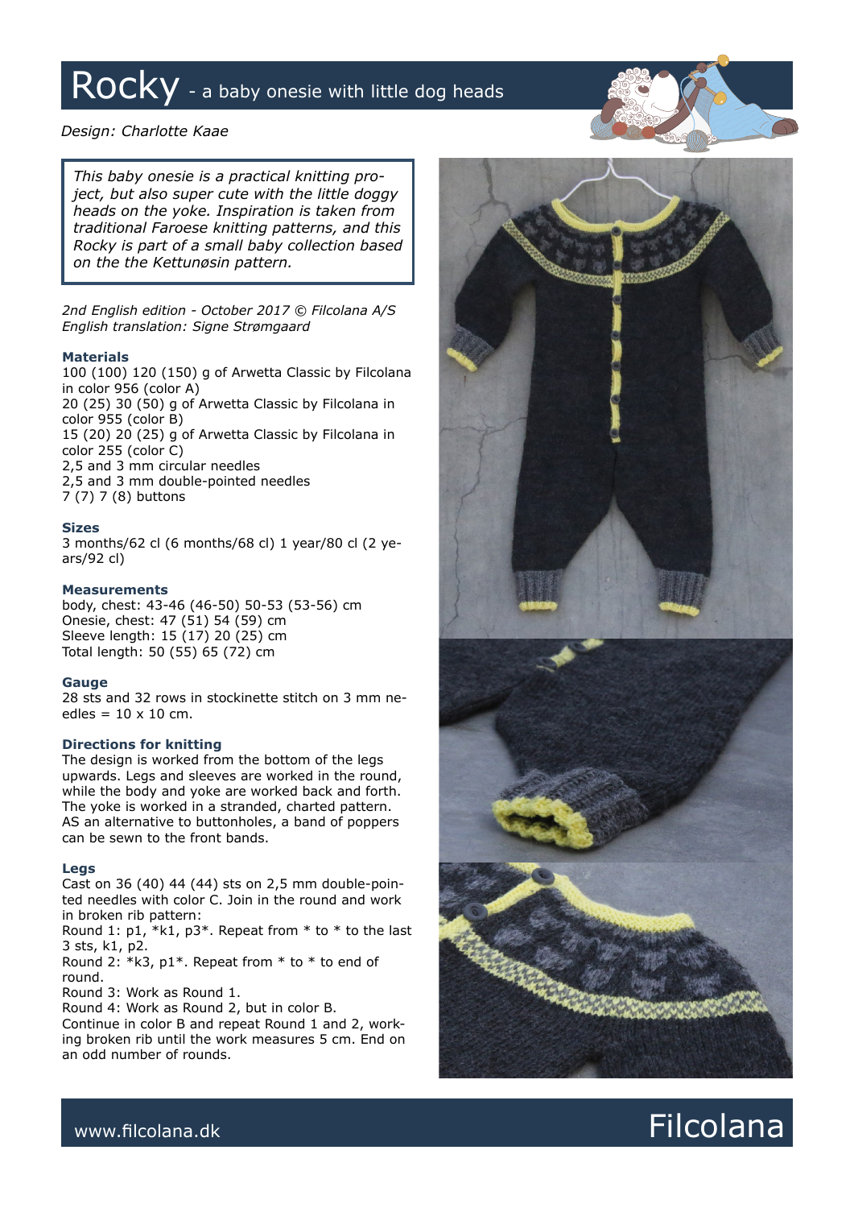# Rocky - a baby onesie with little dog heads

*Design: Charlotte Kaae*

*This baby onesie is a practical knitting project, but also super cute with the little doggy heads on the yoke. Inspiration is taken from traditional Faroese knitting patterns, and this Rocky is part of a small baby collection based on the the Kettunøsin pattern.*

*2nd English edition - October 2017 © Filcolana A/S*
*English translation: Signe Strømgaard*

### Materials

100 (100) 120 (150) g of Arwetta Classic by Filcolana in color 956 (color A)
20 (25) 30 (50) g of Arwetta Classic by Filcolana in color 955 (color B)
15 (20) 20 (25) g of Arwetta Classic by Filcolana in color 255 (color C)
2,5 and 3 mm circular needles
2,5 and 3 mm double-pointed needles
7 (7) 7 (8) buttons

### Sizes

3 months/62 cl (6 months/68 cl) 1 year/80 cl (2 years/92 cl)

### Measurements

body, chest: 43-46 (46-50) 50-53 (53-56) cm
Onesie, chest: 47 (51) 54 (59) cm
Sleeve length: 15 (17) 20 (25) cm
Total length: 50 (55) 65 (72) cm

### Gauge

28 sts and 32 rows in stockinette stitch on 3 mm needles = 10 x 10 cm.

### Directions for knitting

The design is worked from the bottom of the legs upwards. Legs and sleeves are worked in the round, while the body and yoke are worked back and forth. The yoke is worked in a stranded, charted pattern. AS an alternative to buttonholes, a band of poppers can be sewn to the front bands.

### Legs

Cast on 36 (40) 44 (44) sts on 2,5 mm double-pointed needles with color C. Join in the round and work in broken rib pattern:
Round 1: p1, *k1, p3*. Repeat from * to * to the last 3 sts, k1, p2.
Round 2: *k3, p1*. Repeat from * to * to end of round.
Round 3: Work as Round 1.
Round 4: Work as Round 2, but in color B.
Continue in color B and repeat Round 1 and 2, working broken rib until the work measures 5 cm. End on an odd number of rounds.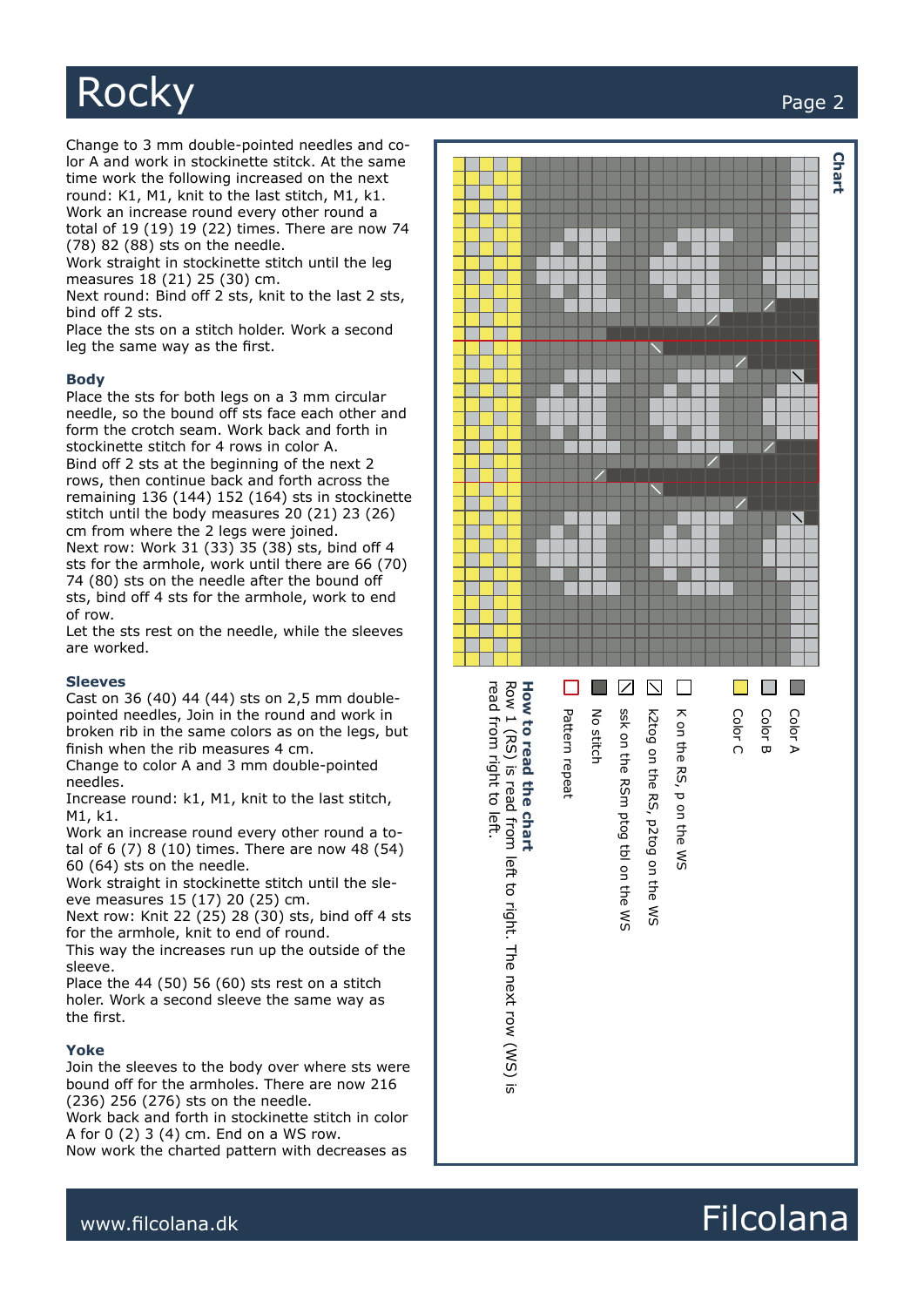Change to 3 mm double-pointed needles and color A and work in stockinette stitck. At the same time work the following increased on the next round: K1, M1, knit to the last stitch, M1, k1. Work an increase round every other round a total of 19 (19) 19 (22) times. There are now 74 (78) 82 (88) sts on the needle.
Work straight in stockinette stitch until the leg measures 18 (21) 25 (30) cm.
Next round: Bind off 2 sts, knit to the last 2 sts, bind off 2 sts.
Place the sts on a stitch holder. Work a second leg the same way as the first.

### Body

Place the sts for both legs on a 3 mm circular needle, so the bound off sts face each other and form the crotch seam. Work back and forth in stockinette stitch for 4 rows in color A.
Bind off 2 sts at the beginning of the next 2 rows, then continue back and forth across the remaining 136 (144) 152 (164) sts in stockinette stitch until the body measures 20 (21) 23 (26) cm from where the 2 legs were joined.
Next row: Work 31 (33) 35 (38) sts, bind off 4 sts for the armhole, work until there are 66 (70) 74 (80) sts on the needle after the bound off sts, bind off 4 sts for the armhole, work to end of row.
Let the sts rest on the needle, while the sleeves are worked.

### Sleeves

Cast on 36 (40) 44 (44) sts on 2,5 mm double-pointed needles, Join in the round and work in broken rib in the same colors as on the legs, but finish when the rib measures 4 cm.
Change to color A and 3 mm double-pointed needles.
Increase round: k1, M1, knit to the last stitch, M1, k1.
Work an increase round every other round a total of 6 (7) 8 (10) times. There are now 48 (54) 60 (64) sts on the needle.
Work straight in stockinette stitch until the sleeve measures 15 (17) 20 (25) cm.
Next row: Knit 22 (25) 28 (30) sts, bind off 4 sts for the armhole, knit to end of round.
This way the increases run up the outside of the sleeve.
Place the 44 (50) 56 (60) sts rest on a stitch holer. Work a second sleeve the same way as the first.

### Yoke

Join the sleeves to the body over where sts were bound off for the armholes. There are now 216 (236) 256 (276) sts on the needle.
Work back and forth in stockinette stitch in color A for 0 (2) 3 (4) cm. End on a WS row.
Now work the charted pattern with decreases as

### Chart

- Color A
- Color B
- Color C
- K on the RS, p on the WS
- k2tog on the RS, p2tog on the WS
- ssk on the RSm ptog tbl on the WS
- No stitch
- Pattern repeat

**How to read the chart**
Row 1 (RS) is read from left to right. The next row (WS) is read from right to left.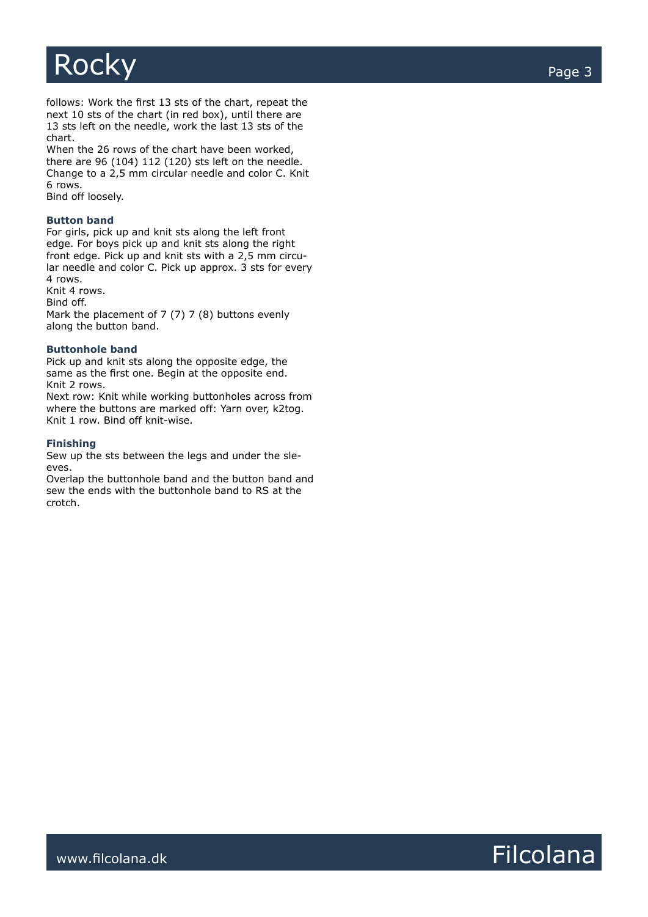follows: Work the first 13 sts of the chart, repeat the next 10 sts of the chart (in red box), until there are 13 sts left on the needle, work the last 13 sts of the chart.
When the 26 rows of the chart have been worked, there are 96 (104) 112 (120) sts left on the needle. Change to a 2,5 mm circular needle and color C. Knit 6 rows.
Bind off loosely.

### Button band

For girls, pick up and knit sts along the left front edge. For boys pick up and knit sts along the right front edge. Pick up and knit sts with a 2,5 mm circular needle and color C. Pick up approx. 3 sts for every 4 rows.
Knit 4 rows.
Bind off.
Mark the placement of 7 (7) 7 (8) buttons evenly along the button band.

### Buttonhole band

Pick up and knit sts along the opposite edge, the same as the first one. Begin at the opposite end.
Knit 2 rows.
Next row: Knit while working buttonholes across from where the buttons are marked off: Yarn over, k2tog.
Knit 1 row. Bind off knit-wise.

### Finishing

Sew up the sts between the legs and under the sleeves.
Overlap the buttonhole band and the button band and sew the ends with the buttonhole band to RS at the crotch.